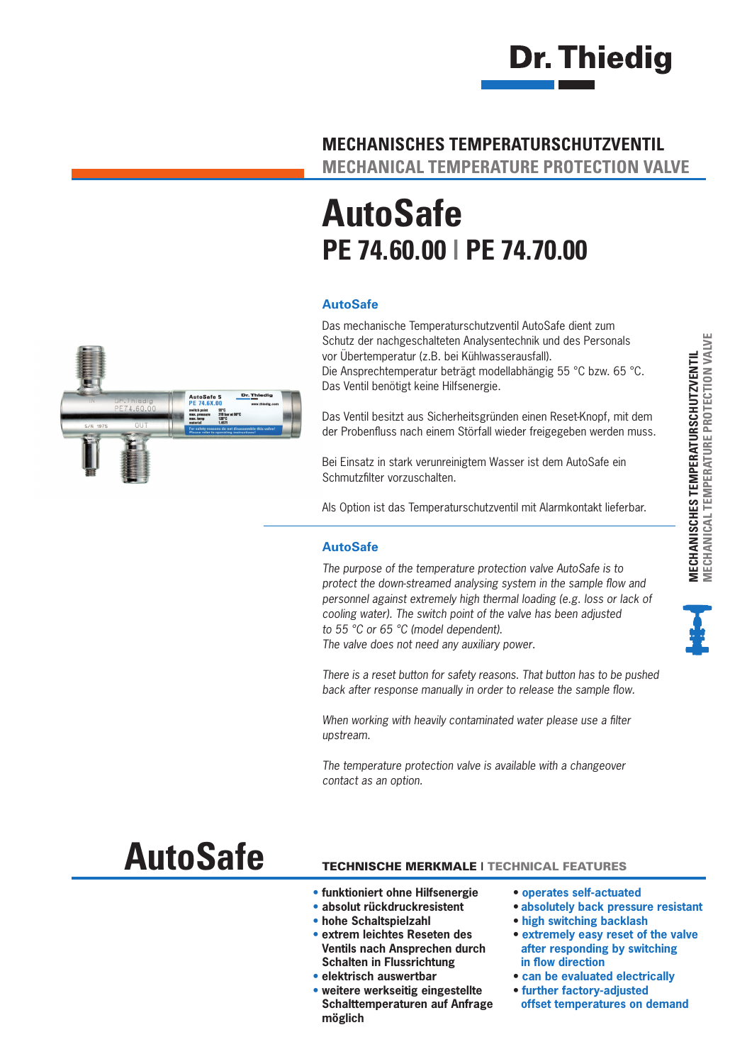Dr. Thiedig

## MECHANISCHES TEMPERATURSCHUTZVENTIL
## MECHANICAL TEMPERATURE PROTECTION VALVE

# AutoSafe
## PE 74.60.00 | PE 74.70.00

### AutoSafe

Das mechanische Temperaturschutzventil AutoSafe dient zum Schutz der nachgeschalteten Analysentechnik und des Personals vor Übertemperatur (z.B. bei Kühlwasserausfall).
Die Ansprechtemperatur beträgt modellabhängig 55 °C bzw. 65 °C.
Das Ventil benötigt keine Hilfsenergie.

Das Ventil besitzt aus Sicherheitsgründen einen Reset-Knopf, mit dem der Probenfluss nach einem Störfall wieder freigegeben werden muss.

Bei Einsatz in stark verunreinigtem Wasser ist dem AutoSafe ein Schmutzfilter vorzuschalten.

Als Option ist das Temperaturschutzventil mit Alarmkontakt lieferbar.

### AutoSafe

*The purpose of the temperature protection valve AutoSafe is to protect the down-streamed analysing system in the sample flow and personnel against extremely high thermal loading (e.g. loss or lack of cooling water). The switch point of the valve has been adjusted to 55 °C or 65 °C (model dependent).*
*The valve does not need any auxiliary power.*

*There is a reset button for safety reasons. That button has to be pushed back after response manually in order to release the sample flow.*

*When working with heavily contaminated water please use a filter upstream.*

*The temperature protection valve is available with a changeover contact as an option.*

# AutoSafe

### TECHNISCHE MERKMALE | TECHNICAL FEATURES

- **funktioniert ohne Hilfsenergie**
- **absolut rückdruckresistent**
- **hohe Schaltspielzahl**
- **extrem leichtes Reseten des Ventils nach Ansprechen durch Schalten in Flussrichtung**
- **elektrisch auswertbar**
- **weitere werkseitig eingestellte Schalttemperaturen auf Anfrage möglich**

- **operates self-actuated**
- **absolutely back pressure resistant**
- **high switching backlash**
- **extremely easy reset of the valve after responding by switching in flow direction**
- **can be evaluated electrically**
- **further factory-adjusted offset temperatures on demand**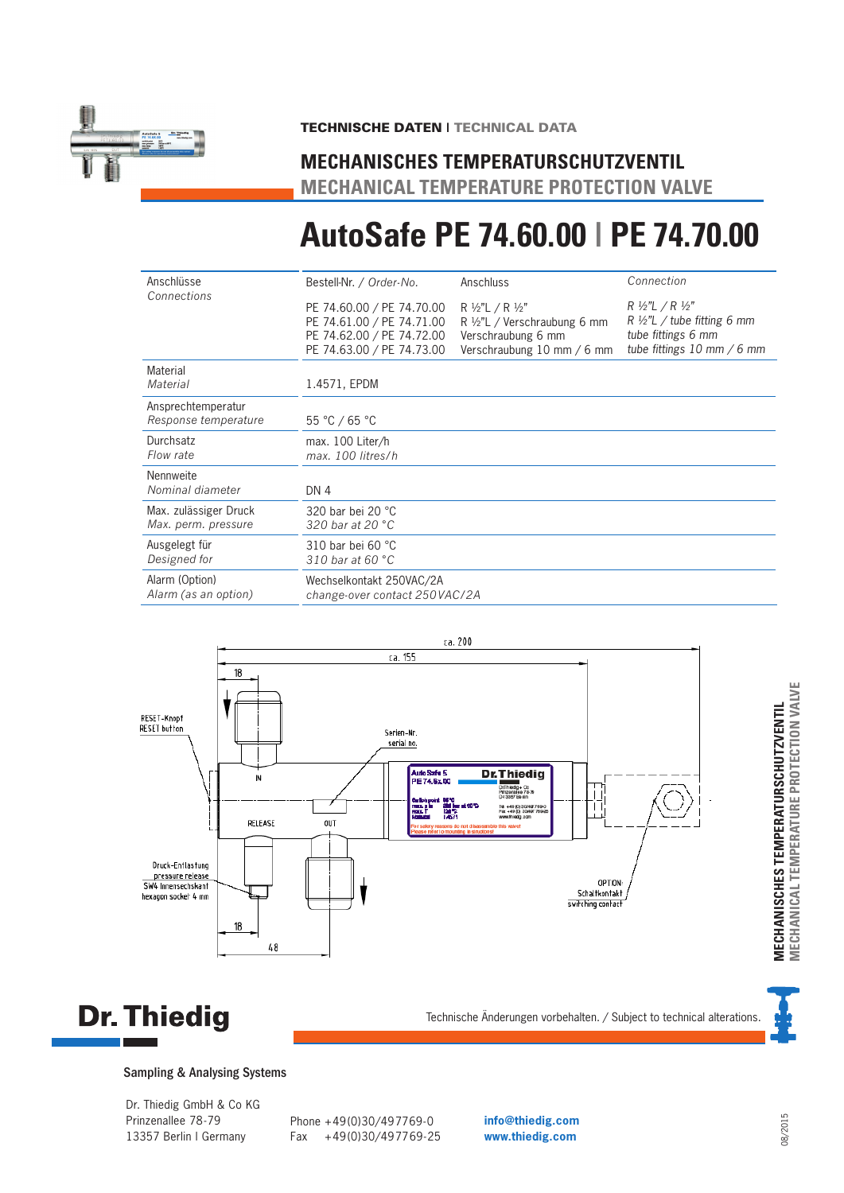**TECHNISCHE DATEN | TECHNICAL DATA**

## MECHANISCHES TEMPERATURSCHUTZVENTIL
## MECHANICAL TEMPERATURE PROTECTION VALVE

# AutoSafe PE 74.60.00 | PE 74.70.00

| | | | |
|---|---|---|---|
| Anschlüsse<br>*Connections* | Bestell-Nr. / *Order-No.*<br><br>PE 74.60.00 / PE 74.70.00<br>PE 74.61.00 / PE 74.71.00<br>PE 74.62.00 / PE 74.72.00<br>PE 74.63.00 / PE 74.73.00 | Anschluss<br><br>R ½"L / R ½"<br>R ½"L / Verschraubung 6 mm<br>Verschraubung 6 mm<br>Verschraubung 10 mm / 6 mm | *Connection*<br><br>*R ½"L / R ½"*<br>*R ½"L / tube fitting 6 mm*<br>*tube fittings 6 mm*<br>*tube fittings 10 mm / 6 mm* |
| Material<br>*Material* | 1.4571, EPDM | | |
| Ansprechtemperatur<br>*Response temperature* | 55 °C / 65 °C | | |
| Durchsatz<br>*Flow rate* | max. 100 Liter/h<br>*max. 100 litres/h* | | |
| Nennweite<br>*Nominal diameter* | DN 4 | | |
| Max. zulässiger Druck<br>*Max. perm. pressure* | 320 bar bei 20 °C<br>*320 bar at 20 °C* | | |
| Ausgelegt für<br>*Designed for* | 310 bar bei 60 °C<br>*310 bar at 60 °C* | | |
| Alarm (Option)<br>*Alarm (as an option)* | Wechselkontakt 250VAC/2A<br>*change-over contact 250VAC/2A* | | |

ca. 200
ca. 155
18
RESET-Knopf
RESET button
Serien-Nr.
serial no.
IN
RELEASE
OUT
Druck-Entlastung
pressure release
SW4 Innensechskant
hexagon socket 4 mm
18
48
OPTION:
Schaltkontakt
switching contact

Technische Änderungen vorbehalten. / Subject to technical alterations.

**Dr. Thiedig**

**Sampling & Analysing Systems**

Dr. Thiedig GmbH & Co KG
Prinzenallee 78-79
13357 Berlin | Germany

Phone +49(0)30/497769-0
Fax +49(0)30/497769-25

**info@thiedig.com**
**www.thiedig.com**

08/2015